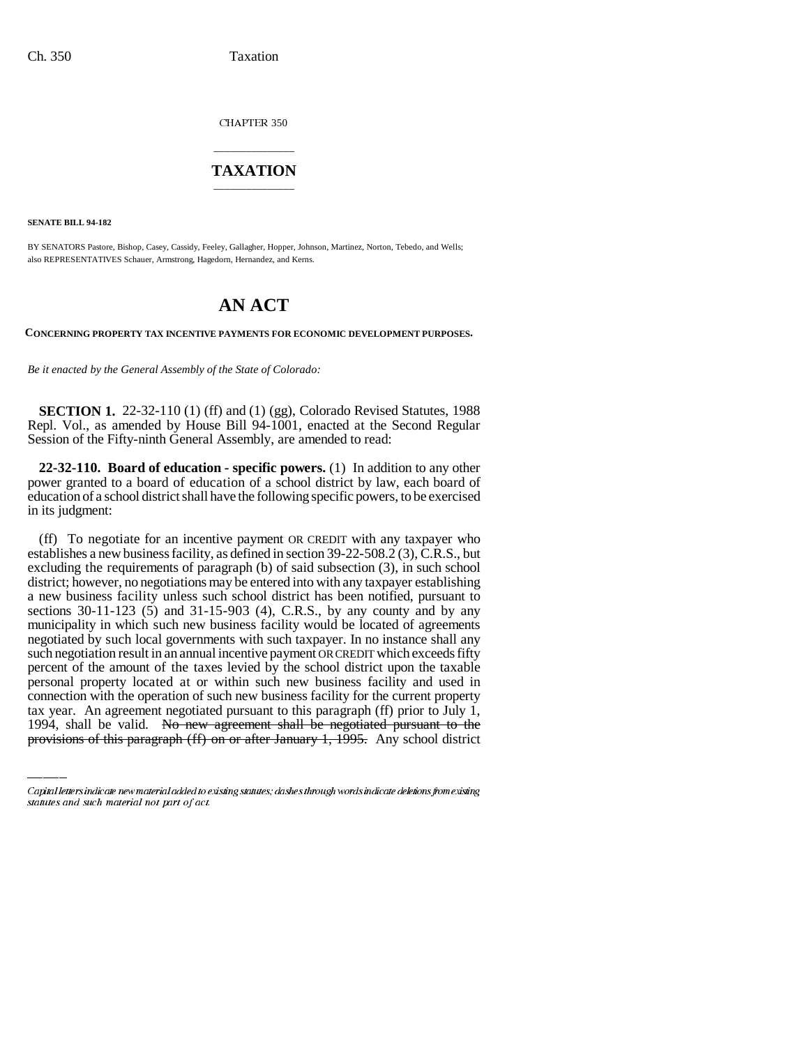CHAPTER 350

# TAXATION

**SENATE BILL 94-182**

BY SENATORS Pastore, Bishop, Casey, Cassidy, Feeley, Gallagher, Hopper, Johnson, Martinez, Norton, Tebedo, and Wells; also REPRESENTATIVES Schauer, Armstrong, Hagedorn, Hernandez, and Kerns.

# AN ACT

**CONCERNING PROPERTY TAX INCENTIVE PAYMENTS FOR ECONOMIC DEVELOPMENT PURPOSES.**

*Be it enacted by the General Assembly of the State of Colorado:*

**SECTION 1.** 22-32-110 (1) (ff) and (1) (gg), Colorado Revised Statutes, 1988 Repl. Vol., as amended by House Bill 94-1001, enacted at the Second Regular Session of the Fifty-ninth General Assembly, are amended to read:

**22-32-110. Board of education - specific powers.** (1) In addition to any other power granted to a board of education of a school district by law, each board of education of a school district shall have the following specific powers, to be exercised in its judgment:

(ff) To negotiate for an incentive payment OR CREDIT with any taxpayer who establishes a new business facility, as defined in section 39-22-508.2 (3), C.R.S., but excluding the requirements of paragraph (b) of said subsection (3), in such school district; however, no negotiations may be entered into with any taxpayer establishing a new business facility unless such school district has been notified, pursuant to sections 30-11-123 (5) and 31-15-903 (4), C.R.S., by any county and by any municipality in which such new business facility would be located of agreements negotiated by such local governments with such taxpayer. In no instance shall any such negotiation result in an annual incentive payment OR CREDIT which exceeds fifty percent of the amount of the taxes levied by the school district upon the taxable personal property located at or within such new business facility and used in connection with the operation of such new business facility for the current property tax year. An agreement negotiated pursuant to this paragraph (ff) prior to July 1, 1994, shall be valid. ~~No new agreement shall be negotiated pursuant to the provisions of this paragraph (ff) on or after January 1, 1995.~~ Any school district

*Capital letters indicate new material added to existing statutes; dashes through words indicate deletions from existing statutes and such material not part of act.*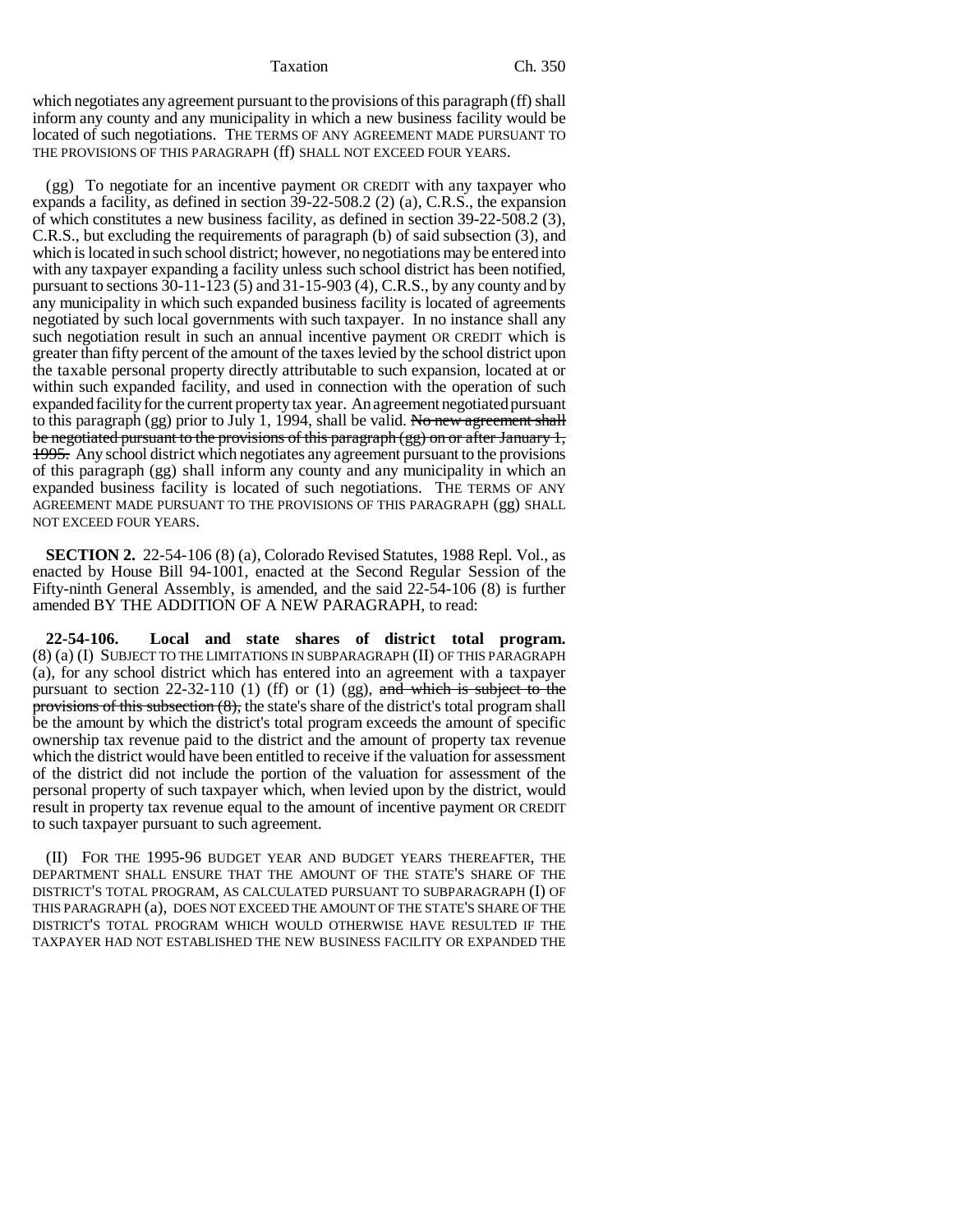which negotiates any agreement pursuant to the provisions of this paragraph (ff) shall inform any county and any municipality in which a new business facility would be located of such negotiations. THE TERMS OF ANY AGREEMENT MADE PURSUANT TO THE PROVISIONS OF THIS PARAGRAPH (ff) SHALL NOT EXCEED FOUR YEARS.

(gg) To negotiate for an incentive payment OR CREDIT with any taxpayer who expands a facility, as defined in section 39-22-508.2 (2) (a), C.R.S., the expansion of which constitutes a new business facility, as defined in section 39-22-508.2 (3), C.R.S., but excluding the requirements of paragraph (b) of said subsection (3), and which is located in such school district; however, no negotiations may be entered into with any taxpayer expanding a facility unless such school district has been notified, pursuant to sections 30-11-123 (5) and 31-15-903 (4), C.R.S., by any county and by any municipality in which such expanded business facility is located of agreements negotiated by such local governments with such taxpayer. In no instance shall any such negotiation result in such an annual incentive payment OR CREDIT which is greater than fifty percent of the amount of the taxes levied by the school district upon the taxable personal property directly attributable to such expansion, located at or within such expanded facility, and used in connection with the operation of such expanded facility for the current property tax year. An agreement negotiated pursuant to this paragraph (gg) prior to July 1, 1994, shall be valid. ~~No new agreement shall be negotiated pursuant to the provisions of this paragraph (gg) on or after January 1, 1995.~~ Any school district which negotiates any agreement pursuant to the provisions of this paragraph (gg) shall inform any county and any municipality in which an expanded business facility is located of such negotiations. THE TERMS OF ANY AGREEMENT MADE PURSUANT TO THE PROVISIONS OF THIS PARAGRAPH (gg) SHALL NOT EXCEED FOUR YEARS.

**SECTION 2.** 22-54-106 (8) (a), Colorado Revised Statutes, 1988 Repl. Vol., as enacted by House Bill 94-1001, enacted at the Second Regular Session of the Fifty-ninth General Assembly, is amended, and the said 22-54-106 (8) is further amended BY THE ADDITION OF A NEW PARAGRAPH, to read:

**22-54-106. Local and state shares of district total program.** (8) (a) (I) SUBJECT TO THE LIMITATIONS IN SUBPARAGRAPH (II) OF THIS PARAGRAPH (a), for any school district which has entered into an agreement with a taxpayer pursuant to section 22-32-110 (1) (ff) or (1) (gg), ~~and which is subject to the provisions of this subsection (8),~~ the state's share of the district's total program shall be the amount by which the district's total program exceeds the amount of specific ownership tax revenue paid to the district and the amount of property tax revenue which the district would have been entitled to receive if the valuation for assessment of the district did not include the portion of the valuation for assessment of the personal property of such taxpayer which, when levied upon by the district, would result in property tax revenue equal to the amount of incentive payment OR CREDIT to such taxpayer pursuant to such agreement.

(II) FOR THE 1995-96 BUDGET YEAR AND BUDGET YEARS THEREAFTER, THE DEPARTMENT SHALL ENSURE THAT THE AMOUNT OF THE STATE'S SHARE OF THE DISTRICT'S TOTAL PROGRAM, AS CALCULATED PURSUANT TO SUBPARAGRAPH (I) OF THIS PARAGRAPH (a), DOES NOT EXCEED THE AMOUNT OF THE STATE'S SHARE OF THE DISTRICT'S TOTAL PROGRAM WHICH WOULD OTHERWISE HAVE RESULTED IF THE TAXPAYER HAD NOT ESTABLISHED THE NEW BUSINESS FACILITY OR EXPANDED THE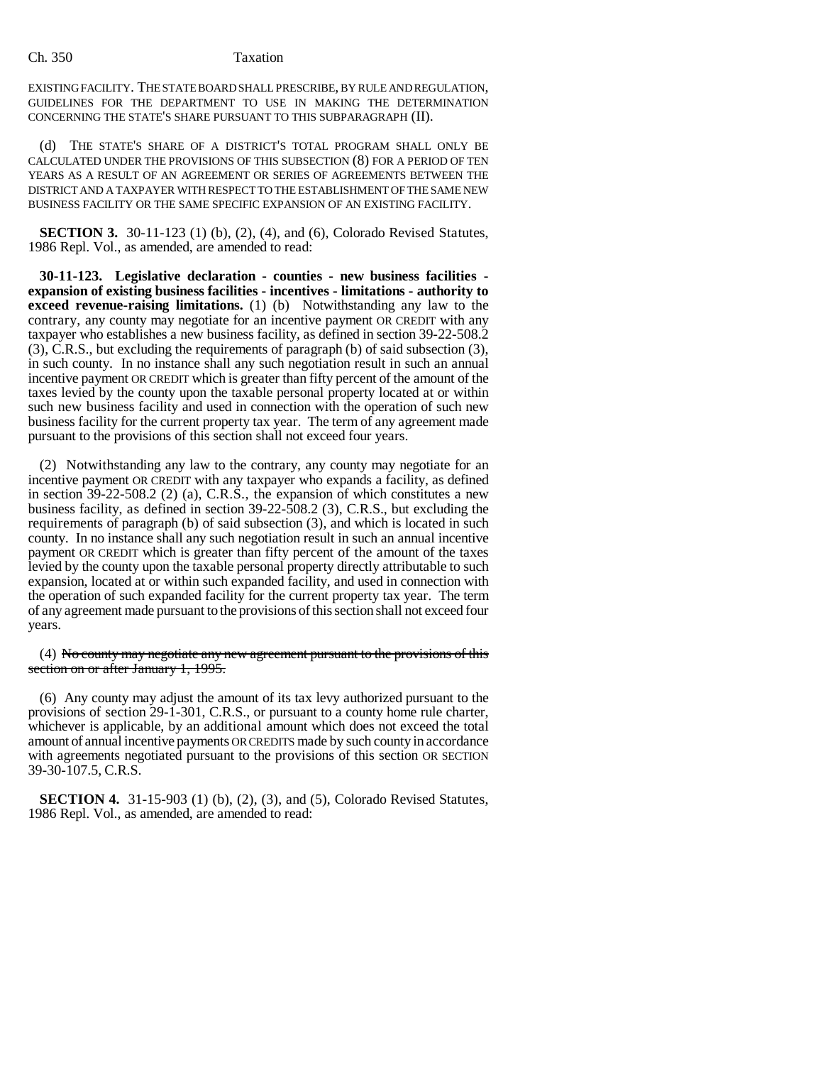EXISTING FACILITY. THE STATE BOARD SHALL PRESCRIBE, BY RULE AND REGULATION, GUIDELINES FOR THE DEPARTMENT TO USE IN MAKING THE DETERMINATION CONCERNING THE STATE'S SHARE PURSUANT TO THIS SUBPARAGRAPH (II).

(d) THE STATE'S SHARE OF A DISTRICT'S TOTAL PROGRAM SHALL ONLY BE CALCULATED UNDER THE PROVISIONS OF THIS SUBSECTION (8) FOR A PERIOD OF TEN YEARS AS A RESULT OF AN AGREEMENT OR SERIES OF AGREEMENTS BETWEEN THE DISTRICT AND A TAXPAYER WITH RESPECT TO THE ESTABLISHMENT OF THE SAME NEW BUSINESS FACILITY OR THE SAME SPECIFIC EXPANSION OF AN EXISTING FACILITY.

**SECTION 3.** 30-11-123 (1) (b), (2), (4), and (6), Colorado Revised Statutes, 1986 Repl. Vol., as amended, are amended to read:

**30-11-123. Legislative declaration - counties - new business facilities - expansion of existing business facilities - incentives - limitations - authority to exceed revenue-raising limitations.** (1) (b) Notwithstanding any law to the contrary, any county may negotiate for an incentive payment OR CREDIT with any taxpayer who establishes a new business facility, as defined in section 39-22-508.2 (3), C.R.S., but excluding the requirements of paragraph (b) of said subsection (3), in such county. In no instance shall any such negotiation result in such an annual incentive payment OR CREDIT which is greater than fifty percent of the amount of the taxes levied by the county upon the taxable personal property located at or within such new business facility and used in connection with the operation of such new business facility for the current property tax year. The term of any agreement made pursuant to the provisions of this section shall not exceed four years.

(2) Notwithstanding any law to the contrary, any county may negotiate for an incentive payment OR CREDIT with any taxpayer who expands a facility, as defined in section 39-22-508.2 (2) (a), C.R.S., the expansion of which constitutes a new business facility, as defined in section 39-22-508.2 (3), C.R.S., but excluding the requirements of paragraph (b) of said subsection (3), and which is located in such county. In no instance shall any such negotiation result in such an annual incentive payment OR CREDIT which is greater than fifty percent of the amount of the taxes levied by the county upon the taxable personal property directly attributable to such expansion, located at or within such expanded facility, and used in connection with the operation of such expanded facility for the current property tax year. The term of any agreement made pursuant to the provisions of this section shall not exceed four years.

(4) ~~No county may negotiate any new agreement pursuant to the provisions of this section on or after January 1, 1995.~~

(6) Any county may adjust the amount of its tax levy authorized pursuant to the provisions of section 29-1-301, C.R.S., or pursuant to a county home rule charter, whichever is applicable, by an additional amount which does not exceed the total amount of annual incentive payments OR CREDITS made by such county in accordance with agreements negotiated pursuant to the provisions of this section OR SECTION 39-30-107.5, C.R.S.

**SECTION 4.** 31-15-903 (1) (b), (2), (3), and (5), Colorado Revised Statutes, 1986 Repl. Vol., as amended, are amended to read: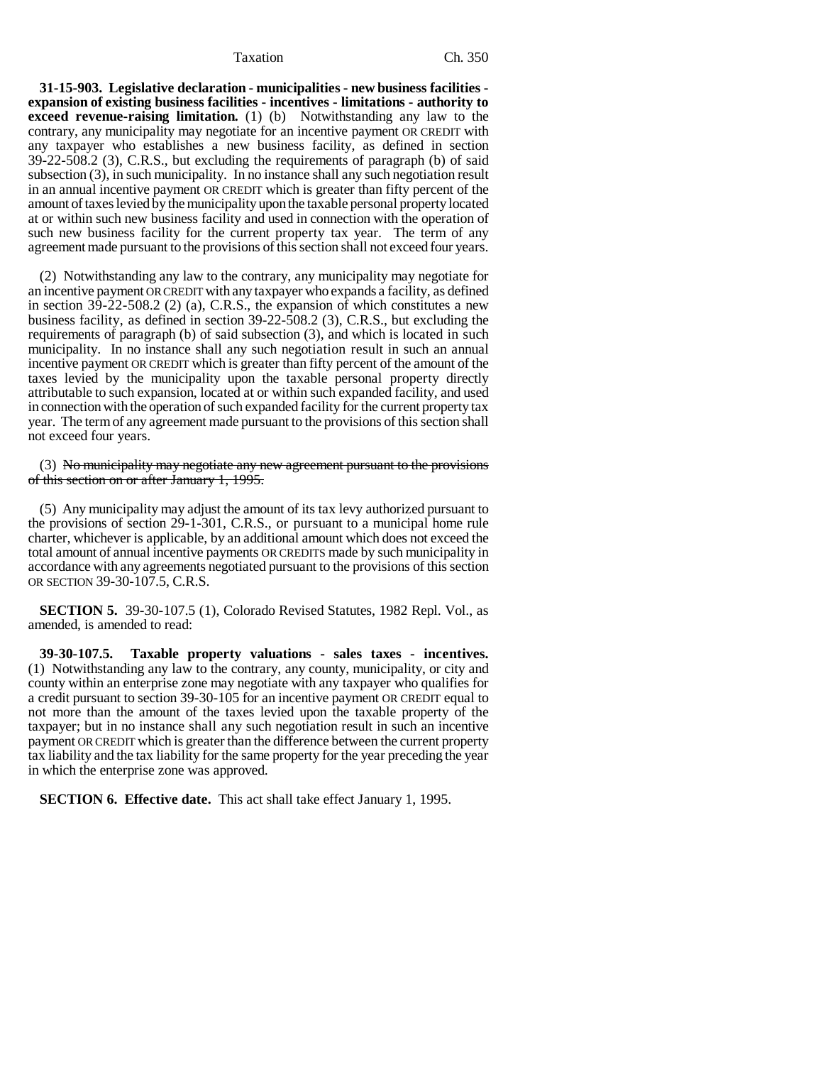**31-15-903. Legislative declaration - municipalities - new business facilities - expansion of existing business facilities - incentives - limitations - authority to exceed revenue-raising limitation.** (1) (b) Notwithstanding any law to the contrary, any municipality may negotiate for an incentive payment OR CREDIT with any taxpayer who establishes a new business facility, as defined in section 39-22-508.2 (3), C.R.S., but excluding the requirements of paragraph (b) of said subsection (3), in such municipality. In no instance shall any such negotiation result in an annual incentive payment OR CREDIT which is greater than fifty percent of the amount of taxes levied by the municipality upon the taxable personal property located at or within such new business facility and used in connection with the operation of such new business facility for the current property tax year. The term of any agreement made pursuant to the provisions of this section shall not exceed four years.

(2) Notwithstanding any law to the contrary, any municipality may negotiate for an incentive payment OR CREDIT with any taxpayer who expands a facility, as defined in section 39-22-508.2 (2) (a), C.R.S., the expansion of which constitutes a new business facility, as defined in section 39-22-508.2 (3), C.R.S., but excluding the requirements of paragraph (b) of said subsection (3), and which is located in such municipality. In no instance shall any such negotiation result in such an annual incentive payment OR CREDIT which is greater than fifty percent of the amount of the taxes levied by the municipality upon the taxable personal property directly attributable to such expansion, located at or within such expanded facility, and used in connection with the operation of such expanded facility for the current property tax year. The term of any agreement made pursuant to the provisions of this section shall not exceed four years.

(3) ~~No municipality may negotiate any new agreement pursuant to the provisions of this section on or after January 1, 1995.~~

(5) Any municipality may adjust the amount of its tax levy authorized pursuant to the provisions of section 29-1-301, C.R.S., or pursuant to a municipal home rule charter, whichever is applicable, by an additional amount which does not exceed the total amount of annual incentive payments OR CREDITS made by such municipality in accordance with any agreements negotiated pursuant to the provisions of this section OR SECTION 39-30-107.5, C.R.S.

**SECTION 5.** 39-30-107.5 (1), Colorado Revised Statutes, 1982 Repl. Vol., as amended, is amended to read:

**39-30-107.5. Taxable property valuations - sales taxes - incentives.** (1) Notwithstanding any law to the contrary, any county, municipality, or city and county within an enterprise zone may negotiate with any taxpayer who qualifies for a credit pursuant to section 39-30-105 for an incentive payment OR CREDIT equal to not more than the amount of the taxes levied upon the taxable property of the taxpayer; but in no instance shall any such negotiation result in such an incentive payment OR CREDIT which is greater than the difference between the current property tax liability and the tax liability for the same property for the year preceding the year in which the enterprise zone was approved.

**SECTION 6. Effective date.** This act shall take effect January 1, 1995.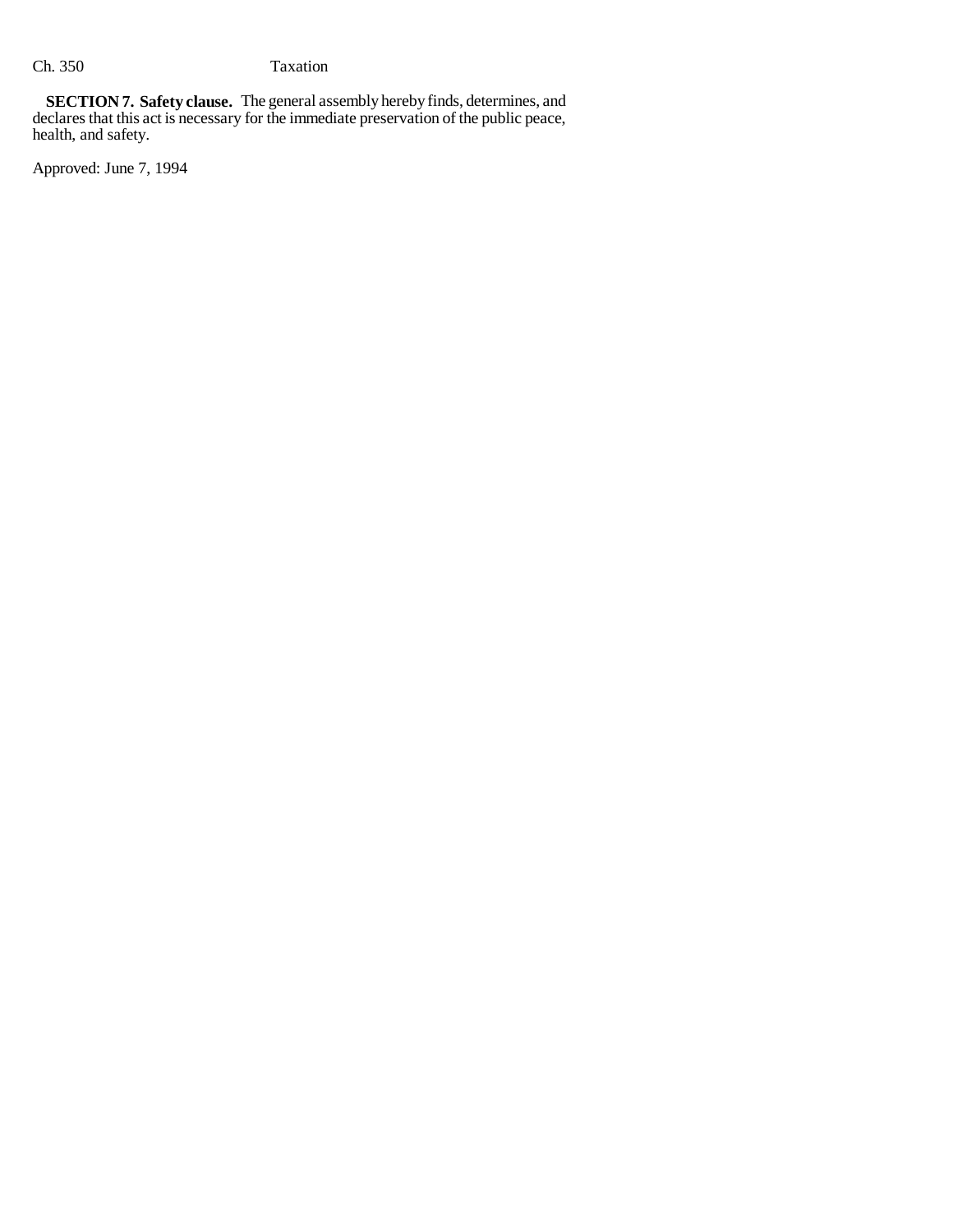**SECTION 7. Safety clause.** The general assembly hereby finds, determines, and declares that this act is necessary for the immediate preservation of the public peace, health, and safety.

Approved: June 7, 1994